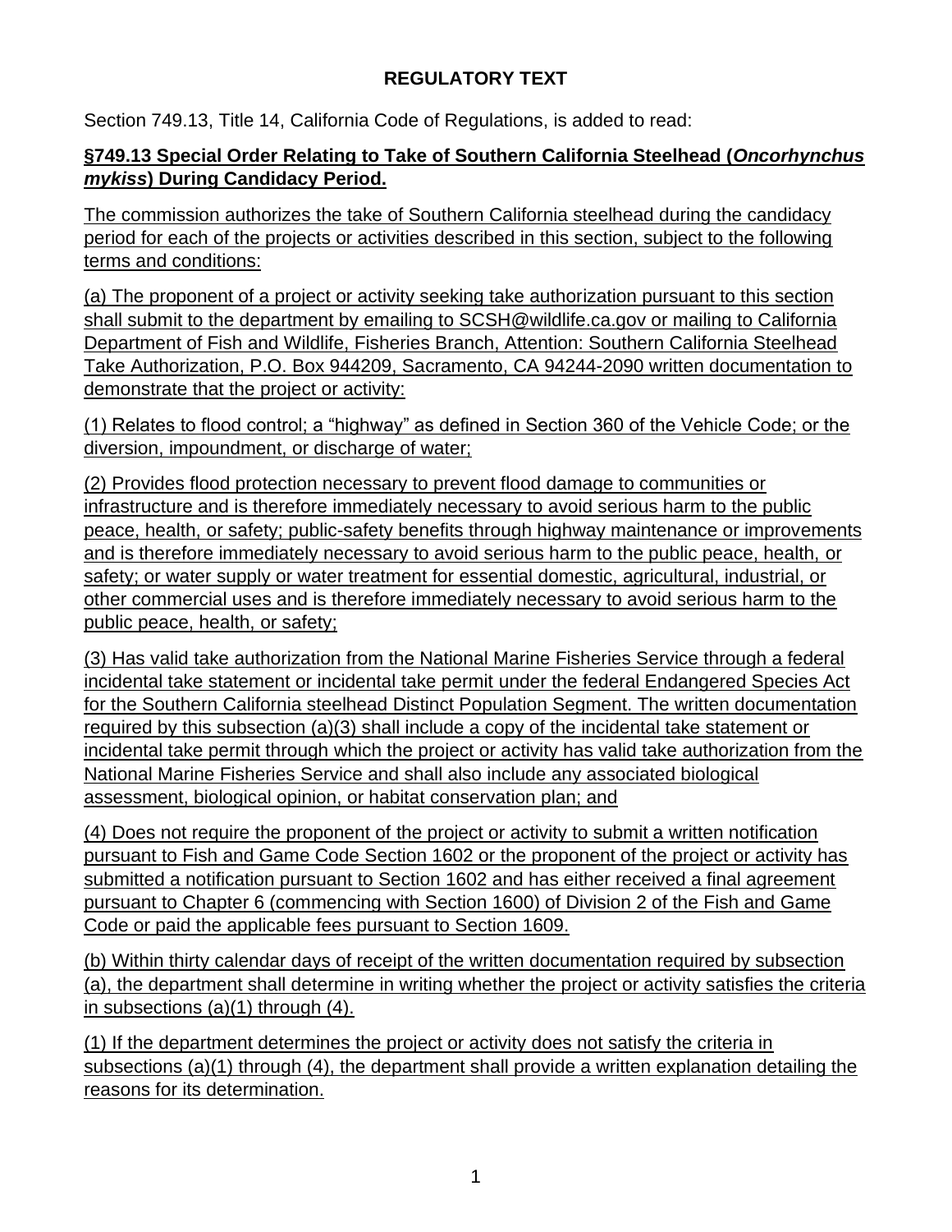# REGULATORY TEXT

Section 749.13, Title 14, California Code of Regulations, is added to read:

## §749.13 Special Order Relating to Take of Southern California Steelhead (*Oncorhynchus mykiss*) During Candidacy Period.

The commission authorizes the take of Southern California steelhead during the candidacy period for each of the projects or activities described in this section, subject to the following terms and conditions:

(a) The proponent of a project or activity seeking take authorization pursuant to this section shall submit to the department by emailing to SCSH@wildlife.ca.gov or mailing to California Department of Fish and Wildlife, Fisheries Branch, Attention: Southern California Steelhead Take Authorization, P.O. Box 944209, Sacramento, CA 94244-2090 written documentation to demonstrate that the project or activity:

(1) Relates to flood control; a "highway" as defined in Section 360 of the Vehicle Code; or the diversion, impoundment, or discharge of water;

(2) Provides flood protection necessary to prevent flood damage to communities or infrastructure and is therefore immediately necessary to avoid serious harm to the public peace, health, or safety; public-safety benefits through highway maintenance or improvements and is therefore immediately necessary to avoid serious harm to the public peace, health, or safety; or water supply or water treatment for essential domestic, agricultural, industrial, or other commercial uses and is therefore immediately necessary to avoid serious harm to the public peace, health, or safety;

(3) Has valid take authorization from the National Marine Fisheries Service through a federal incidental take statement or incidental take permit under the federal Endangered Species Act for the Southern California steelhead Distinct Population Segment. The written documentation required by this subsection (a)(3) shall include a copy of the incidental take statement or incidental take permit through which the project or activity has valid take authorization from the National Marine Fisheries Service and shall also include any associated biological assessment, biological opinion, or habitat conservation plan; and

(4) Does not require the proponent of the project or activity to submit a written notification pursuant to Fish and Game Code Section 1602 or the proponent of the project or activity has submitted a notification pursuant to Section 1602 and has either received a final agreement pursuant to Chapter 6 (commencing with Section 1600) of Division 2 of the Fish and Game Code or paid the applicable fees pursuant to Section 1609.

(b) Within thirty calendar days of receipt of the written documentation required by subsection (a), the department shall determine in writing whether the project or activity satisfies the criteria in subsections (a)(1) through (4).

(1) If the department determines the project or activity does not satisfy the criteria in subsections (a)(1) through (4), the department shall provide a written explanation detailing the reasons for its determination.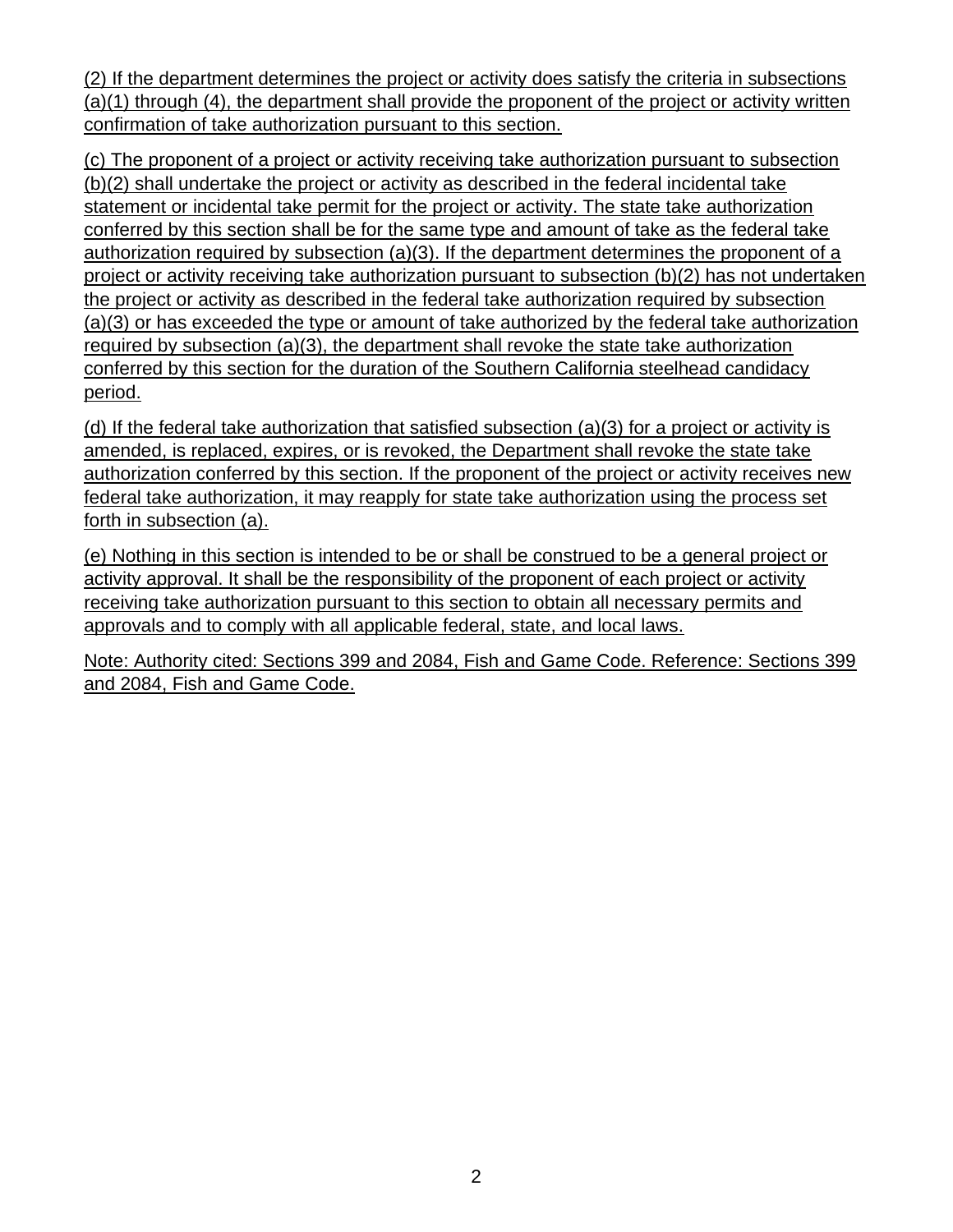(2) If the department determines the project or activity does satisfy the criteria in subsections (a)(1) through (4), the department shall provide the proponent of the project or activity written confirmation of take authorization pursuant to this section.

(c) The proponent of a project or activity receiving take authorization pursuant to subsection (b)(2) shall undertake the project or activity as described in the federal incidental take statement or incidental take permit for the project or activity. The state take authorization conferred by this section shall be for the same type and amount of take as the federal take authorization required by subsection (a)(3). If the department determines the proponent of a project or activity receiving take authorization pursuant to subsection (b)(2) has not undertaken the project or activity as described in the federal take authorization required by subsection (a)(3) or has exceeded the type or amount of take authorized by the federal take authorization required by subsection (a)(3), the department shall revoke the state take authorization conferred by this section for the duration of the Southern California steelhead candidacy period.

(d) If the federal take authorization that satisfied subsection (a)(3) for a project or activity is amended, is replaced, expires, or is revoked, the Department shall revoke the state take authorization conferred by this section. If the proponent of the project or activity receives new federal take authorization, it may reapply for state take authorization using the process set forth in subsection (a).

(e) Nothing in this section is intended to be or shall be construed to be a general project or activity approval. It shall be the responsibility of the proponent of each project or activity receiving take authorization pursuant to this section to obtain all necessary permits and approvals and to comply with all applicable federal, state, and local laws.

Note: Authority cited: Sections 399 and 2084, Fish and Game Code. Reference: Sections 399 and 2084, Fish and Game Code.